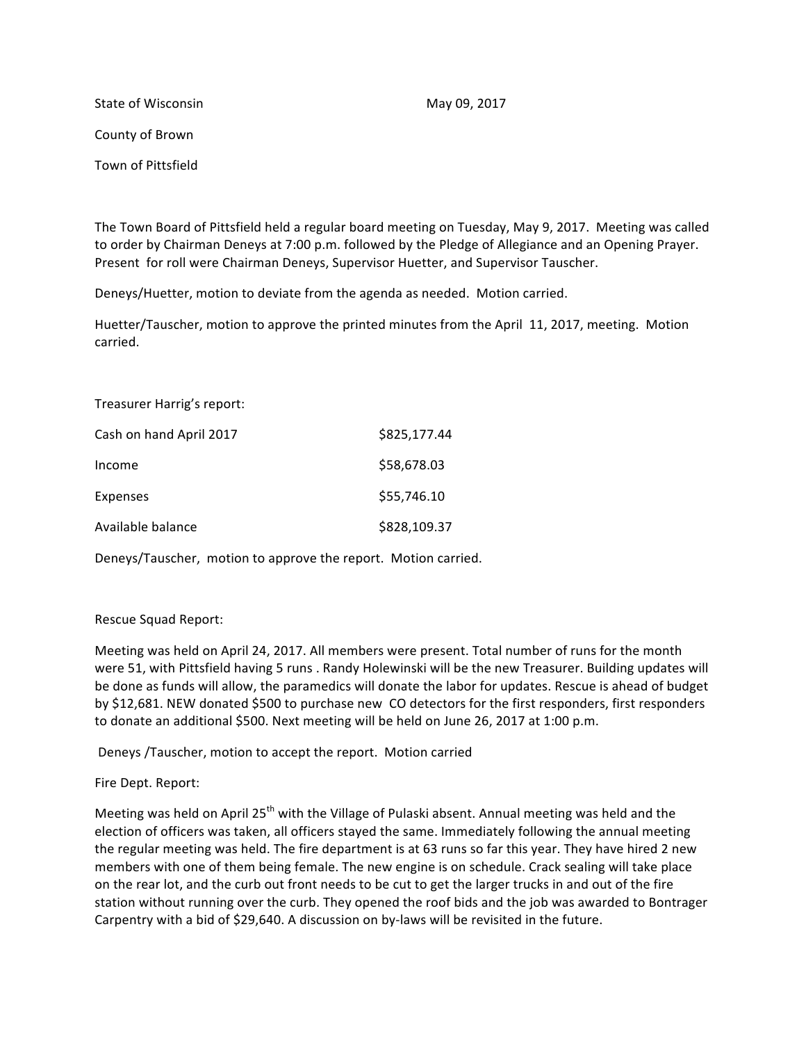State of Wisconsin May 09, 2017

County of Brown

Town of Pittsfield

The Town Board of Pittsfield held a regular board meeting on Tuesday, May 9, 2017. Meeting was called to order by Chairman Deneys at 7:00 p.m. followed by the Pledge of Allegiance and an Opening Prayer. Present for roll were Chairman Deneys, Supervisor Huetter, and Supervisor Tauscher.

Deneys/Huetter, motion to deviate from the agenda as needed. Motion carried.

Huetter/Tauscher, motion to approve the printed minutes from the April 11, 2017, meeting. Motion carried.

Treasurer Harrig's report:

| | |
|---|---|
| Cash on hand April 2017 | $825,177.44 |
| Income | $58,678.03 |
| Expenses | $55,746.10 |
| Available balance | $828,109.37 |

Deneys/Tauscher, motion to approve the report. Motion carried.

Rescue Squad Report:

Meeting was held on April 24, 2017. All members were present. Total number of runs for the month were 51, with Pittsfield having 5 runs . Randy Holewinski will be the new Treasurer. Building updates will be done as funds will allow, the paramedics will donate the labor for updates. Rescue is ahead of budget by $12,681. NEW donated $500 to purchase new CO detectors for the first responders, first responders to donate an additional $500. Next meeting will be held on June 26, 2017 at 1:00 p.m.

Deneys /Tauscher, motion to accept the report. Motion carried

Fire Dept. Report:

Meeting was held on April 25th with the Village of Pulaski absent. Annual meeting was held and the election of officers was taken, all officers stayed the same. Immediately following the annual meeting the regular meeting was held. The fire department is at 63 runs so far this year. They have hired 2 new members with one of them being female. The new engine is on schedule. Crack sealing will take place on the rear lot, and the curb out front needs to be cut to get the larger trucks in and out of the fire station without running over the curb. They opened the roof bids and the job was awarded to Bontrager Carpentry with a bid of $29,640. A discussion on by-laws will be revisited in the future.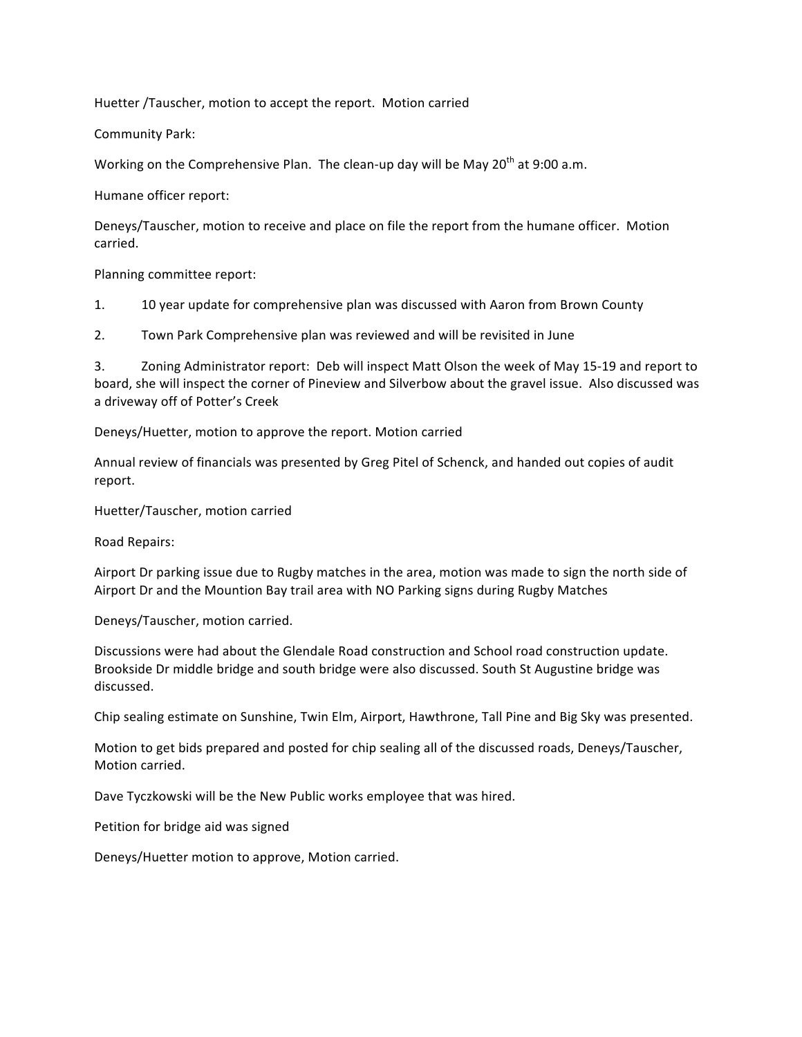Huetter /Tauscher, motion to accept the report. Motion carried

Community Park:

Working on the Comprehensive Plan. The clean-up day will be May 20th at 9:00 a.m.

Humane officer report:

Deneys/Tauscher, motion to receive and place on file the report from the humane officer. Motion carried.

Planning committee report:

1. 10 year update for comprehensive plan was discussed with Aaron from Brown County

2. Town Park Comprehensive plan was reviewed and will be revisited in June

3. Zoning Administrator report: Deb will inspect Matt Olson the week of May 15-19 and report to board, she will inspect the corner of Pineview and Silverbow about the gravel issue. Also discussed was a driveway off of Potter's Creek

Deneys/Huetter, motion to approve the report. Motion carried

Annual review of financials was presented by Greg Pitel of Schenck, and handed out copies of audit report.

Huetter/Tauscher, motion carried

Road Repairs:

Airport Dr parking issue due to Rugby matches in the area, motion was made to sign the north side of Airport Dr and the Mountion Bay trail area with NO Parking signs during Rugby Matches

Deneys/Tauscher, motion carried.

Discussions were had about the Glendale Road construction and School road construction update. Brookside Dr middle bridge and south bridge were also discussed. South St Augustine bridge was discussed.

Chip sealing estimate on Sunshine, Twin Elm, Airport, Hawthrone, Tall Pine and Big Sky was presented.

Motion to get bids prepared and posted for chip sealing all of the discussed roads, Deneys/Tauscher, Motion carried.

Dave Tyczkowski will be the New Public works employee that was hired.

Petition for bridge aid was signed

Deneys/Huetter motion to approve, Motion carried.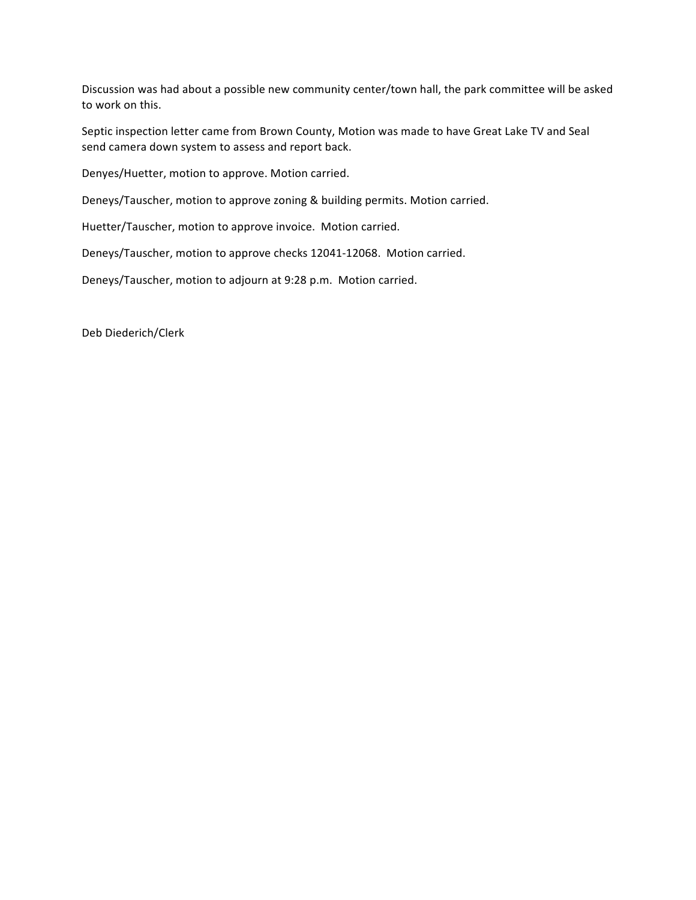Discussion was had about a possible new community center/town hall, the park committee will be asked to work on this.

Septic inspection letter came from Brown County, Motion was made to have Great Lake TV and Seal send camera down system to assess and report back.

Denyes/Huetter, motion to approve. Motion carried.

Deneys/Tauscher, motion to approve zoning & building permits. Motion carried.

Huetter/Tauscher, motion to approve invoice. Motion carried.

Deneys/Tauscher, motion to approve checks 12041-12068. Motion carried.

Deneys/Tauscher, motion to adjourn at 9:28 p.m. Motion carried.

Deb Diederich/Clerk